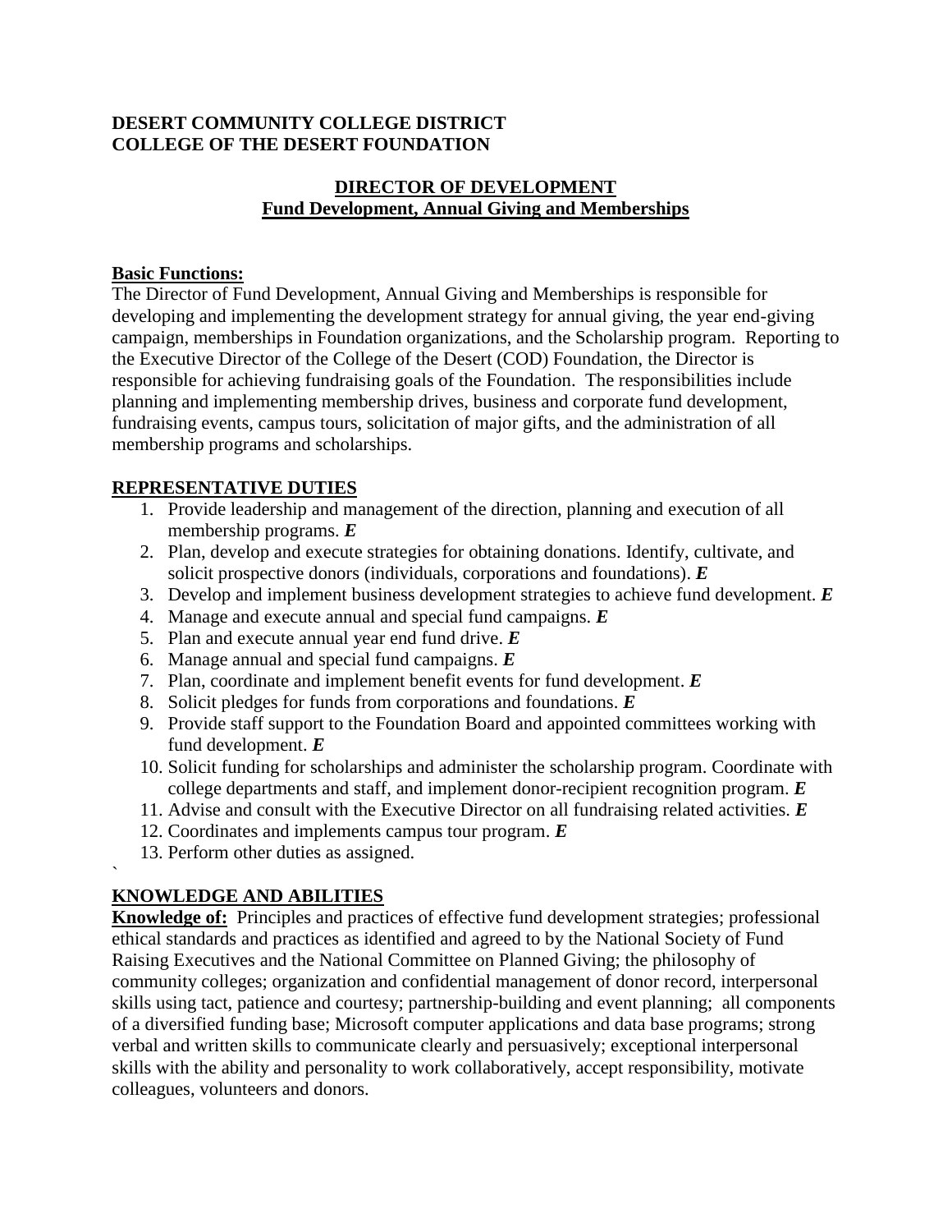**DESERT COMMUNITY COLLEGE DISTRICT**
**COLLEGE OF THE DESERT FOUNDATION**

# DIRECTOR OF DEVELOPMENT
## Fund Development, Annual Giving and Memberships

**Basic Functions:**

The Director of Fund Development, Annual Giving and Memberships is responsible for developing and implementing the development strategy for annual giving, the year end-giving campaign, memberships in Foundation organizations, and the Scholarship program. Reporting to the Executive Director of the College of the Desert (COD) Foundation, the Director is responsible for achieving fundraising goals of the Foundation. The responsibilities include planning and implementing membership drives, business and corporate fund development, fundraising events, campus tours, solicitation of major gifts, and the administration of all membership programs and scholarships.

## REPRESENTATIVE DUTIES

1. Provide leadership and management of the direction, planning and execution of all membership programs. ***E***
2. Plan, develop and execute strategies for obtaining donations. Identify, cultivate, and solicit prospective donors (individuals, corporations and foundations). ***E***
3. Develop and implement business development strategies to achieve fund development. ***E***
4. Manage and execute annual and special fund campaigns. ***E***
5. Plan and execute annual year end fund drive. ***E***
6. Manage annual and special fund campaigns. ***E***
7. Plan, coordinate and implement benefit events for fund development. ***E***
8. Solicit pledges for funds from corporations and foundations. ***E***
9. Provide staff support to the Foundation Board and appointed committees working with fund development. ***E***
10. Solicit funding for scholarships and administer the scholarship program. Coordinate with college departments and staff, and implement donor-recipient recognition program. ***E***
11. Advise and consult with the Executive Director on all fundraising related activities. ***E***
12. Coordinates and implements campus tour program. ***E***
13. Perform other duties as assigned.

`

## KNOWLEDGE AND ABILITIES

**Knowledge of:** Principles and practices of effective fund development strategies; professional ethical standards and practices as identified and agreed to by the National Society of Fund Raising Executives and the National Committee on Planned Giving; the philosophy of community colleges; organization and confidential management of donor record, interpersonal skills using tact, patience and courtesy; partnership-building and event planning; all components of a diversified funding base; Microsoft computer applications and data base programs; strong verbal and written skills to communicate clearly and persuasively; exceptional interpersonal skills with the ability and personality to work collaboratively, accept responsibility, motivate colleagues, volunteers and donors.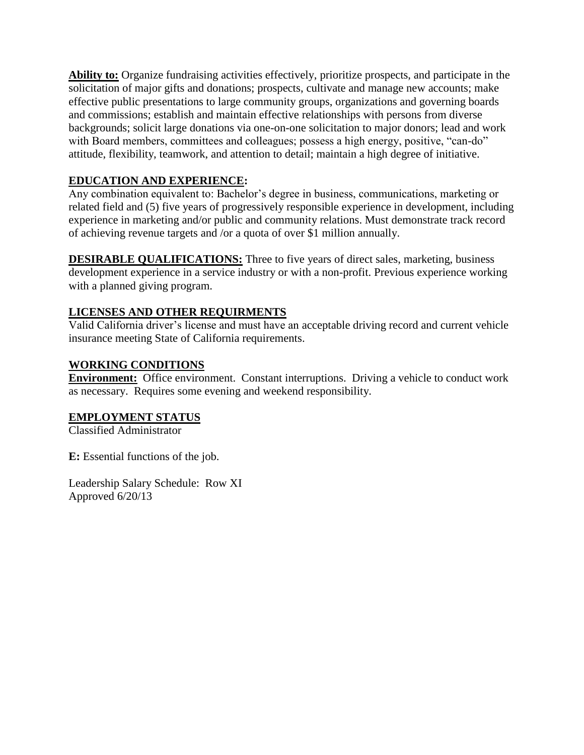**Ability to:** Organize fundraising activities effectively, prioritize prospects, and participate in the solicitation of major gifts and donations; prospects, cultivate and manage new accounts; make effective public presentations to large community groups, organizations and governing boards and commissions; establish and maintain effective relationships with persons from diverse backgrounds; solicit large donations via one-on-one solicitation to major donors; lead and work with Board members, committees and colleagues; possess a high energy, positive, "can-do" attitude, flexibility, teamwork, and attention to detail; maintain a high degree of initiative.

## EDUCATION AND EXPERIENCE:

Any combination equivalent to: Bachelor's degree in business, communications, marketing or related field and (5) five years of progressively responsible experience in development, including experience in marketing and/or public and community relations. Must demonstrate track record of achieving revenue targets and /or a quota of over $1 million annually.

**DESIRABLE QUALIFICATIONS:** Three to five years of direct sales, marketing, business development experience in a service industry or with a non-profit. Previous experience working with a planned giving program.

## LICENSES AND OTHER REQUIRMENTS

Valid California driver's license and must have an acceptable driving record and current vehicle insurance meeting State of California requirements.

## WORKING CONDITIONS

**Environment:** Office environment. Constant interruptions. Driving a vehicle to conduct work as necessary. Requires some evening and weekend responsibility.

## EMPLOYMENT STATUS

Classified Administrator

**E:** Essential functions of the job.

Leadership Salary Schedule: Row XI
Approved 6/20/13